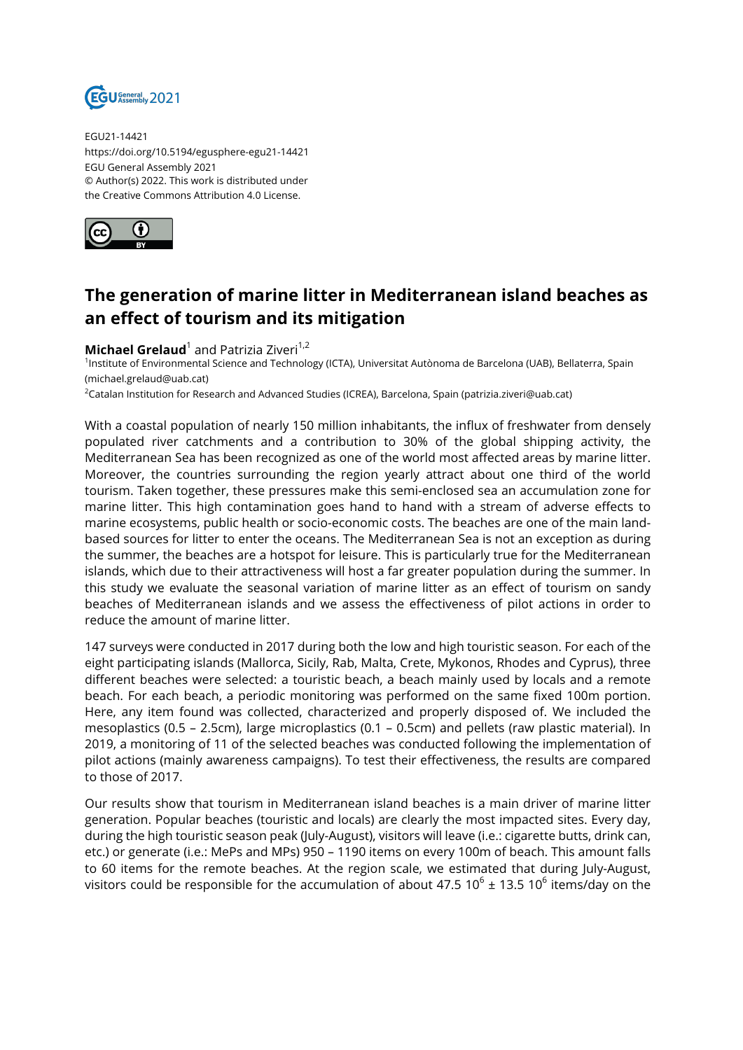EGU21-14421
https://doi.org/10.5194/egusphere-egu21-14421
EGU General Assembly 2021
© Author(s) 2022. This work is distributed under
the Creative Commons Attribution 4.0 License.

# The generation of marine litter in Mediterranean island beaches as an effect of tourism and its mitigation

**Michael Grelaud**[1] and Patrizia Ziveri[1,2]

[1]Institute of Environmental Science and Technology (ICTA), Universitat Autònoma de Barcelona (UAB), Bellaterra, Spain (michael.grelaud@uab.cat)

[2]Catalan Institution for Research and Advanced Studies (ICREA), Barcelona, Spain (patrizia.ziveri@uab.cat)

With a coastal population of nearly 150 million inhabitants, the influx of freshwater from densely populated river catchments and a contribution to 30% of the global shipping activity, the Mediterranean Sea has been recognized as one of the world most affected areas by marine litter. Moreover, the countries surrounding the region yearly attract about one third of the world tourism. Taken together, these pressures make this semi-enclosed sea an accumulation zone for marine litter. This high contamination goes hand to hand with a stream of adverse effects to marine ecosystems, public health or socio-economic costs. The beaches are one of the main land-based sources for litter to enter the oceans. The Mediterranean Sea is not an exception as during the summer, the beaches are a hotspot for leisure. This is particularly true for the Mediterranean islands, which due to their attractiveness will host a far greater population during the summer. In this study we evaluate the seasonal variation of marine litter as an effect of tourism on sandy beaches of Mediterranean islands and we assess the effectiveness of pilot actions in order to reduce the amount of marine litter.

147 surveys were conducted in 2017 during both the low and high touristic season. For each of the eight participating islands (Mallorca, Sicily, Rab, Malta, Crete, Mykonos, Rhodes and Cyprus), three different beaches were selected: a touristic beach, a beach mainly used by locals and a remote beach. For each beach, a periodic monitoring was performed on the same fixed 100m portion. Here, any item found was collected, characterized and properly disposed of. We included the mesoplastics (0.5 – 2.5cm), large microplastics (0.1 – 0.5cm) and pellets (raw plastic material). In 2019, a monitoring of 11 of the selected beaches was conducted following the implementation of pilot actions (mainly awareness campaigns). To test their effectiveness, the results are compared to those of 2017.

Our results show that tourism in Mediterranean island beaches is a main driver of marine litter generation. Popular beaches (touristic and locals) are clearly the most impacted sites. Every day, during the high touristic season peak (July-August), visitors will leave (i.e.: cigarette butts, drink can, etc.) or generate (i.e.: MePs and MPs) 950 – 1190 items on every 100m of beach. This amount falls to 60 items for the remote beaches. At the region scale, we estimated that during July-August, visitors could be responsible for the accumulation of about 47.5 $10^6$ ± 13.5 $10^6$ items/day on the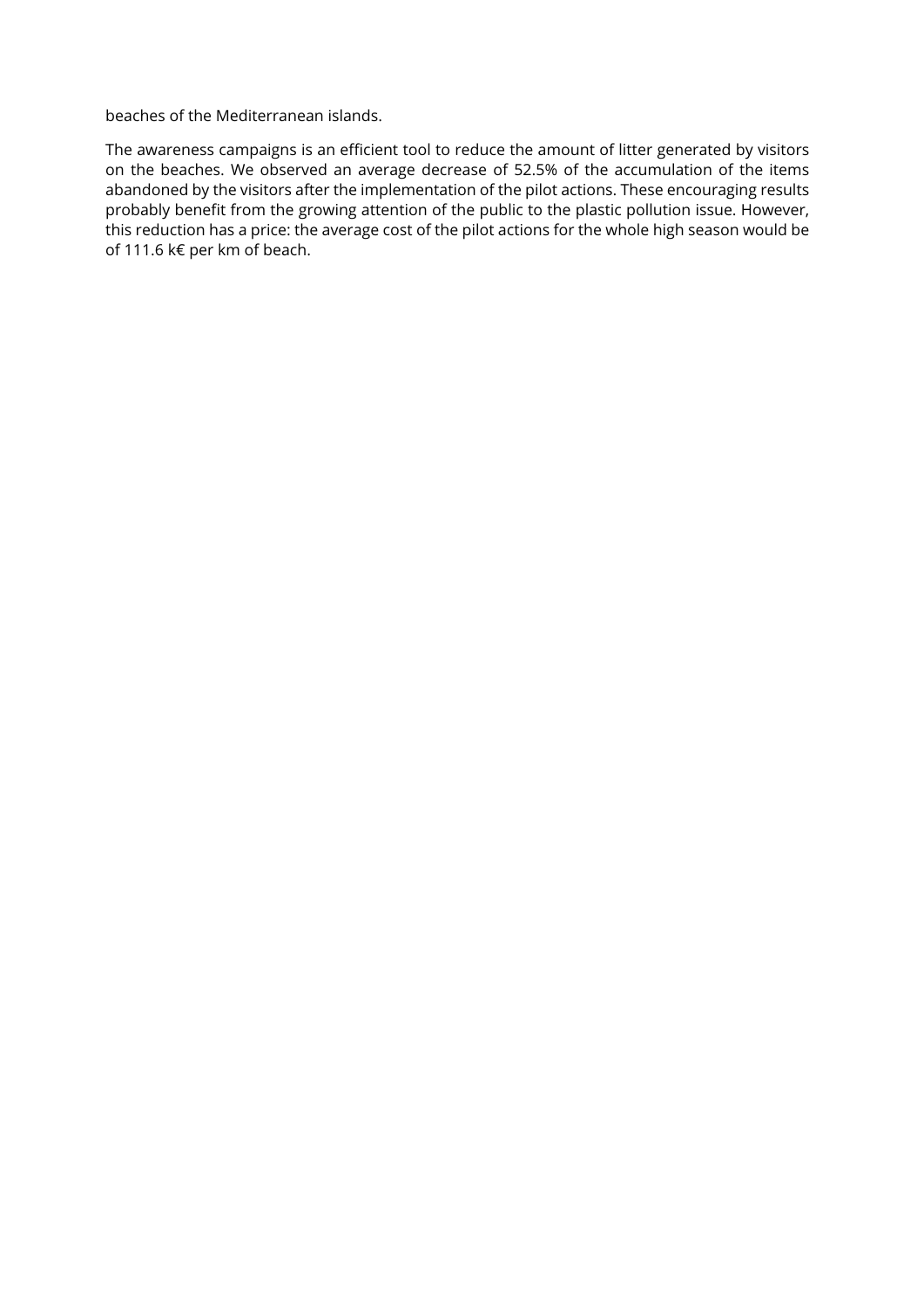beaches of the Mediterranean islands.

The awareness campaigns is an efficient tool to reduce the amount of litter generated by visitors on the beaches. We observed an average decrease of 52.5% of the accumulation of the items abandoned by the visitors after the implementation of the pilot actions. These encouraging results probably benefit from the growing attention of the public to the plastic pollution issue. However, this reduction has a price: the average cost of the pilot actions for the whole high season would be of 111.6 k€ per km of beach.